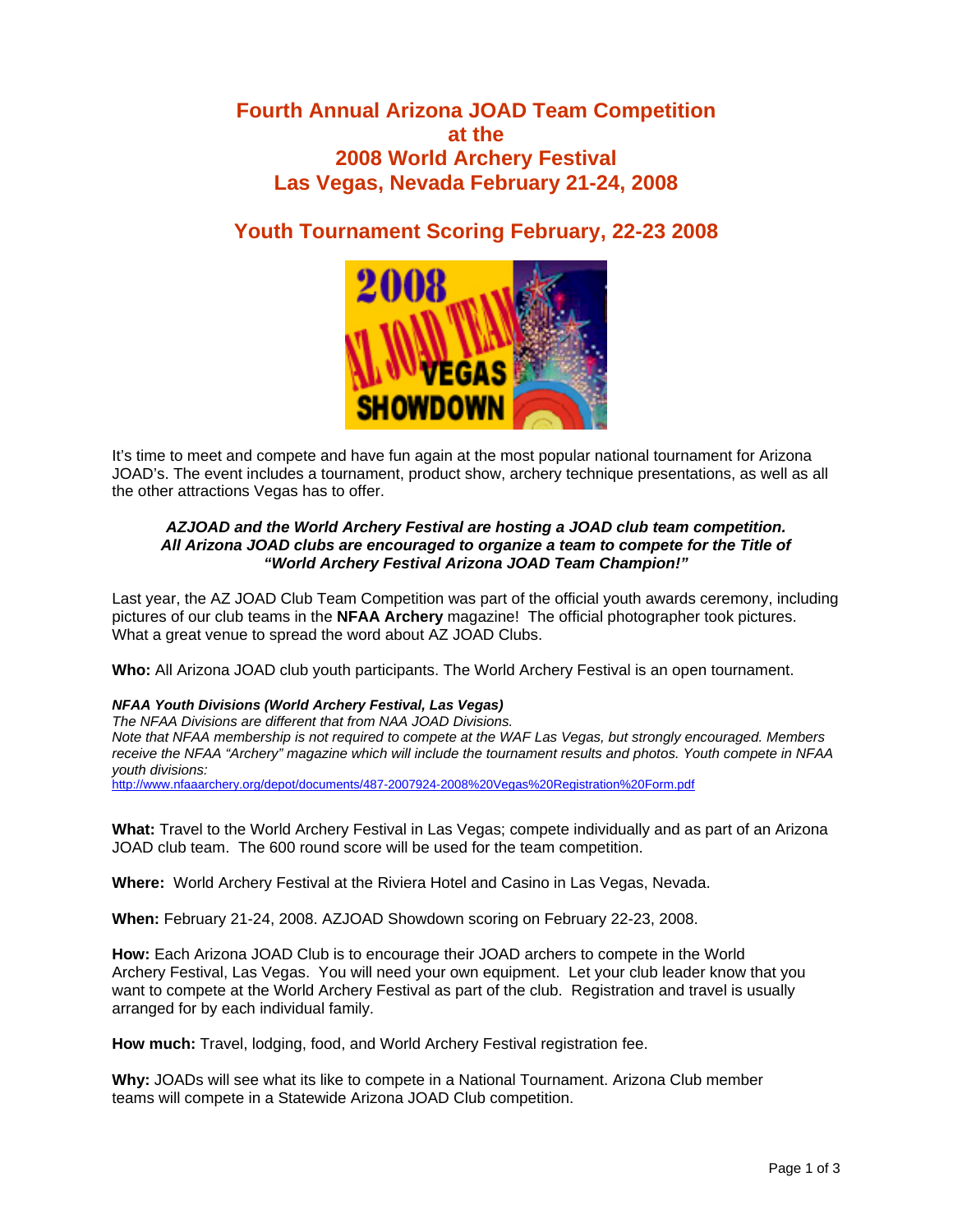# Fourth Annual Arizona JOAD Team Competition at the 2008 World Archery Festival Las Vegas, Nevada February 21-24, 2008

## Youth Tournament Scoring February, 22-23 2008

It's time to meet and compete and have fun again at the most popular national tournament for Arizona JOAD's. The event includes a tournament, product show, archery technique presentations, as well as all the other attractions Vegas has to offer.

***AZJOAD and the World Archery Festival are hosting a JOAD club team competition. All Arizona JOAD clubs are encouraged to organize a team to compete for the Title of "World Archery Festival Arizona JOAD Team Champion!"***

Last year, the AZ JOAD Club Team Competition was part of the official youth awards ceremony, including pictures of our club teams in the **NFAA Archery** magazine! The official photographer took pictures. What a great venue to spread the word about AZ JOAD Clubs.

**Who:** All Arizona JOAD club youth participants. The World Archery Festival is an open tournament.

***NFAA Youth Divisions (World Archery Festival, Las Vegas)***
*The NFAA Divisions are different that from NAA JOAD Divisions.*
*Note that NFAA membership is not required to compete at the WAF Las Vegas, but strongly encouraged. Members receive the NFAA "Archery" magazine which will include the tournament results and photos. Youth compete in NFAA youth divisions:*
http://www.nfaaarchery.org/depot/documents/487-2007924-2008%20Vegas%20Registration%20Form.pdf

**What:** Travel to the World Archery Festival in Las Vegas; compete individually and as part of an Arizona JOAD club team. The 600 round score will be used for the team competition.

**Where:** World Archery Festival at the Riviera Hotel and Casino in Las Vegas, Nevada.

**When:** February 21-24, 2008. AZJOAD Showdown scoring on February 22-23, 2008.

**How:** Each Arizona JOAD Club is to encourage their JOAD archers to compete in the World Archery Festival, Las Vegas. You will need your own equipment. Let your club leader know that you want to compete at the World Archery Festival as part of the club. Registration and travel is usually arranged for by each individual family.

**How much:** Travel, lodging, food, and World Archery Festival registration fee.

**Why:** JOADs will see what its like to compete in a National Tournament. Arizona Club member teams will compete in a Statewide Arizona JOAD Club competition.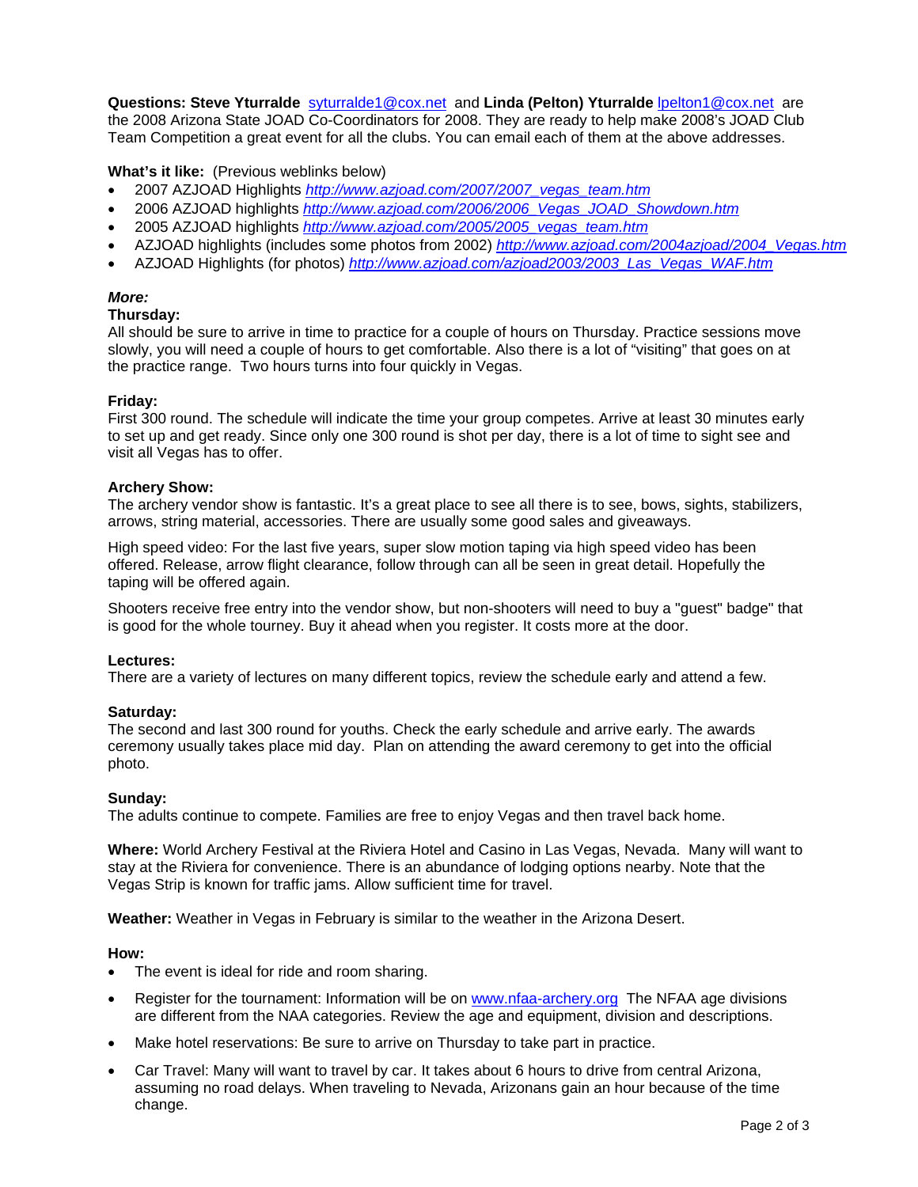**Questions: Steve Yturralde** [syturralde1@cox.net](mailto:syturralde1@cox.net) and **Linda (Pelton) Yturralde** [lpelton1@cox.net](mailto:lpelton1@cox.net) are the 2008 Arizona State JOAD Co-Coordinators for 2008. They are ready to help make 2008's JOAD Club Team Competition a great event for all the clubs. You can email each of them at the above addresses.

**What's it like:** (Previous weblinks below)

- 2007 AZJOAD Highlights *http://www.azjoad.com/2007/2007_vegas_team.htm*
- 2006 AZJOAD highlights *http://www.azjoad.com/2006/2006_Vegas_JOAD_Showdown.htm*
- 2005 AZJOAD highlights *http://www.azjoad.com/2005/2005_vegas_team.htm*
- AZJOAD highlights (includes some photos from 2002) *http://www.azjoad.com/2004azjoad/2004_Vegas.htm*
- AZJOAD Highlights (for photos) *http://www.azjoad.com/azjoad2003/2003_Las_Vegas_WAF.htm*

***More:***

**Thursday:**
All should be sure to arrive in time to practice for a couple of hours on Thursday. Practice sessions move slowly, you will need a couple of hours to get comfortable. Also there is a lot of "visiting" that goes on at the practice range. Two hours turns into four quickly in Vegas.

**Friday:**
First 300 round. The schedule will indicate the time your group competes. Arrive at least 30 minutes early to set up and get ready. Since only one 300 round is shot per day, there is a lot of time to sight see and visit all Vegas has to offer.

**Archery Show:**
The archery vendor show is fantastic. It's a great place to see all there is to see, bows, sights, stabilizers, arrows, string material, accessories. There are usually some good sales and giveaways.

High speed video: For the last five years, super slow motion taping via high speed video has been offered. Release, arrow flight clearance, follow through can all be seen in great detail. Hopefully the taping will be offered again.

Shooters receive free entry into the vendor show, but non-shooters will need to buy a "guest" badge" that is good for the whole tourney. Buy it ahead when you register. It costs more at the door.

**Lectures:**
There are a variety of lectures on many different topics, review the schedule early and attend a few.

**Saturday:**
The second and last 300 round for youths. Check the early schedule and arrive early. The awards ceremony usually takes place mid day. Plan on attending the award ceremony to get into the official photo.

**Sunday:**
The adults continue to compete. Families are free to enjoy Vegas and then travel back home.

**Where:** World Archery Festival at the Riviera Hotel and Casino in Las Vegas, Nevada. Many will want to stay at the Riviera for convenience. There is an abundance of lodging options nearby. Note that the Vegas Strip is known for traffic jams. Allow sufficient time for travel.

**Weather:** Weather in Vegas in February is similar to the weather in the Arizona Desert.

**How:**

- The event is ideal for ride and room sharing.
- Register for the tournament: Information will be on [www.nfaa-archery.org](http://www.nfaa-archery.org) The NFAA age divisions are different from the NAA categories. Review the age and equipment, division and descriptions.
- Make hotel reservations: Be sure to arrive on Thursday to take part in practice.
- Car Travel: Many will want to travel by car. It takes about 6 hours to drive from central Arizona, assuming no road delays. When traveling to Nevada, Arizonans gain an hour because of the time change.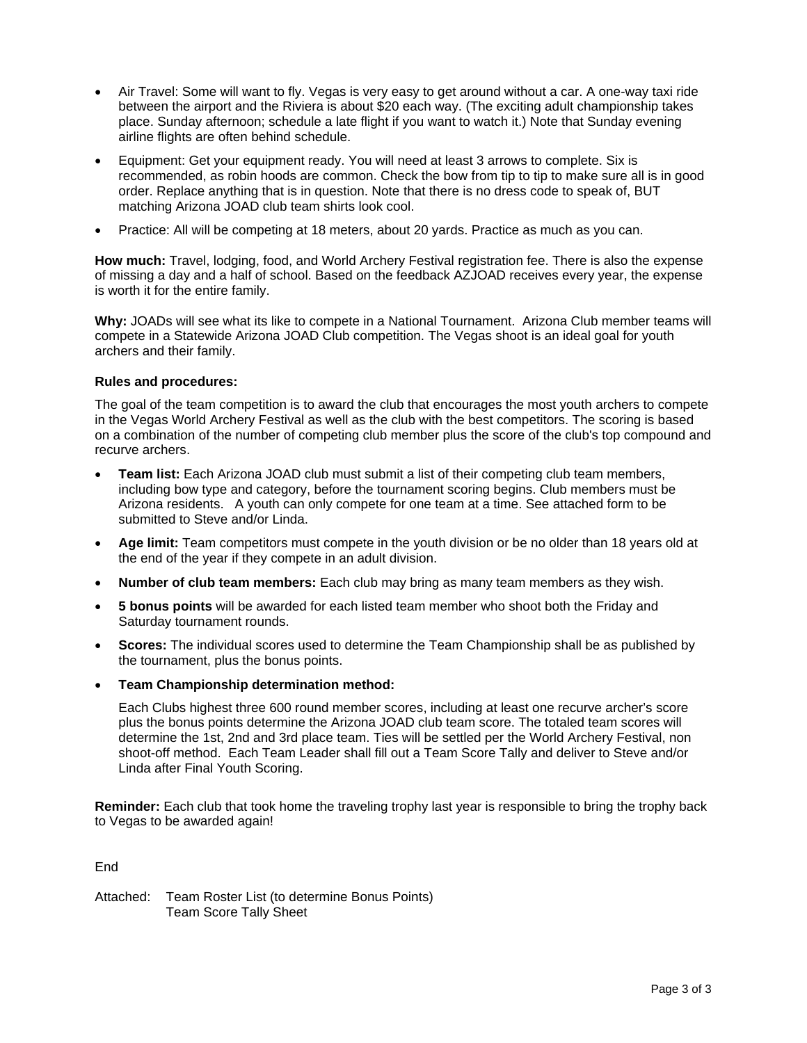- Air Travel: Some will want to fly. Vegas is very easy to get around without a car. A one-way taxi ride between the airport and the Riviera is about $20 each way. (The exciting adult championship takes place. Sunday afternoon; schedule a late flight if you want to watch it.) Note that Sunday evening airline flights are often behind schedule.
- Equipment: Get your equipment ready. You will need at least 3 arrows to complete. Six is recommended, as robin hoods are common. Check the bow from tip to tip to make sure all is in good order. Replace anything that is in question. Note that there is no dress code to speak of, BUT matching Arizona JOAD club team shirts look cool.
- Practice: All will be competing at 18 meters, about 20 yards. Practice as much as you can.

**How much:** Travel, lodging, food, and World Archery Festival registration fee. There is also the expense of missing a day and a half of school. Based on the feedback AZJOAD receives every year, the expense is worth it for the entire family.

**Why:** JOADs will see what its like to compete in a National Tournament. Arizona Club member teams will compete in a Statewide Arizona JOAD Club competition. The Vegas shoot is an ideal goal for youth archers and their family.

**Rules and procedures:**

The goal of the team competition is to award the club that encourages the most youth archers to compete in the Vegas World Archery Festival as well as the club with the best competitors. The scoring is based on a combination of the number of competing club member plus the score of the club's top compound and recurve archers.

- **Team list:** Each Arizona JOAD club must submit a list of their competing club team members, including bow type and category, before the tournament scoring begins. Club members must be Arizona residents. A youth can only compete for one team at a time. See attached form to be submitted to Steve and/or Linda.
- **Age limit:** Team competitors must compete in the youth division or be no older than 18 years old at the end of the year if they compete in an adult division.
- **Number of club team members:** Each club may bring as many team members as they wish.
- **5 bonus points** will be awarded for each listed team member who shoot both the Friday and Saturday tournament rounds.
- **Scores:** The individual scores used to determine the Team Championship shall be as published by the tournament, plus the bonus points.
- **Team Championship determination method:**

  Each Clubs highest three 600 round member scores, including at least one recurve archer's score plus the bonus points determine the Arizona JOAD club team score. The totaled team scores will determine the 1st, 2nd and 3rd place team. Ties will be settled per the World Archery Festival, non shoot-off method. Each Team Leader shall fill out a Team Score Tally and deliver to Steve and/or Linda after Final Youth Scoring.

**Reminder:** Each club that took home the traveling trophy last year is responsible to bring the trophy back to Vegas to be awarded again!

End

Attached: Team Roster List (to determine Bonus Points)
Team Score Tally Sheet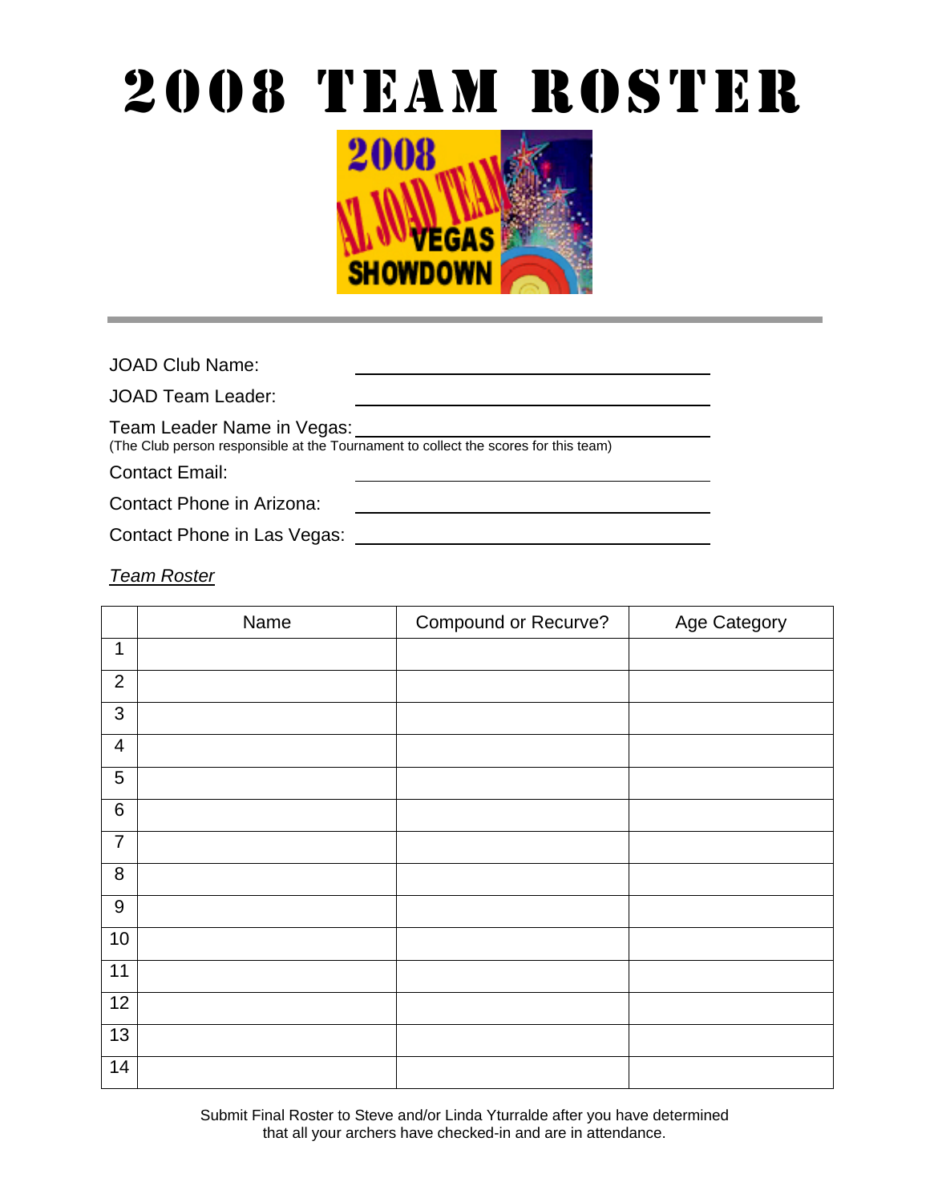# 2008 TEAM ROSTER

---

JOAD Club Name: ______________________________

JOAD Team Leader: ______________________________

Team Leader Name in Vegas: ______________________________
(The Club person responsible at the Tournament to collect the scores for this team)

Contact Email: ______________________________

Contact Phone in Arizona: ______________________________

Contact Phone in Las Vegas: ______________________________

*Team Roster*

| | Name | Compound or Recurve? | Age Category |
|---|---|---|---|
| 1 | | | |
| 2 | | | |
| 3 | | | |
| 4 | | | |
| 5 | | | |
| 6 | | | |
| 7 | | | |
| 8 | | | |
| 9 | | | |
| 10 | | | |
| 11 | | | |
| 12 | | | |
| 13 | | | |
| 14 | | | |

Submit Final Roster to Steve and/or Linda Yturralde after you have determined that all your archers have checked-in and are in attendance.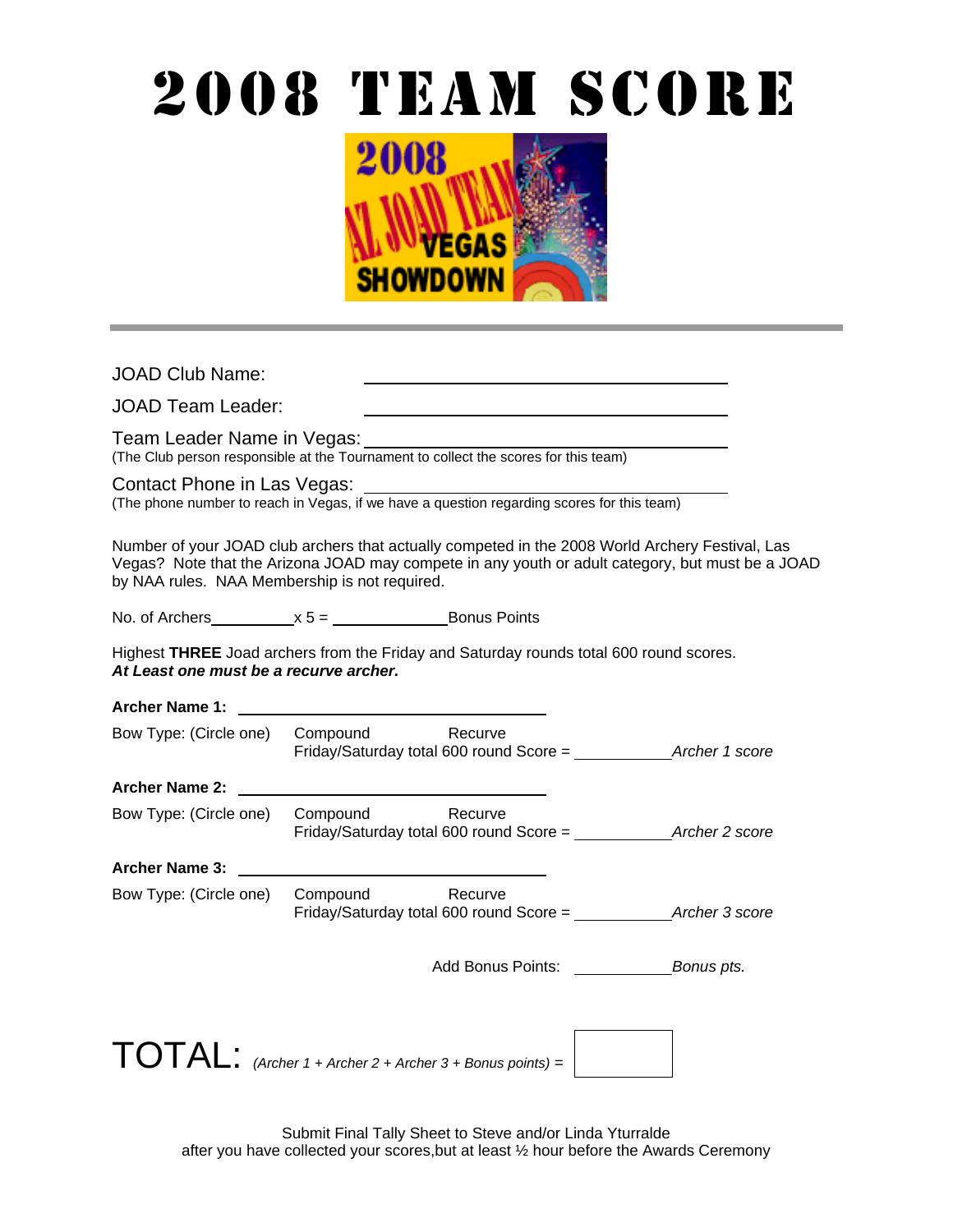# 2008 TEAM SCORE

JOAD Club Name: ______________________________

JOAD Team Leader: ______________________________

Team Leader Name in Vegas: ______________________________
(The Club person responsible at the Tournament to collect the scores for this team)

Contact Phone in Las Vegas: ______________________________
(The phone number to reach in Vegas, if we have a question regarding scores for this team)

Number of your JOAD club archers that actually competed in the 2008 World Archery Festival, Las Vegas? Note that the Arizona JOAD may compete in any youth or adult category, but must be a JOAD by NAA rules. NAA Membership is not required.

No. of Archers__________x 5 = ______________Bonus Points

Highest **THREE** Joad archers from the Friday and Saturday rounds total 600 round scores.
***At Least one must be a recurve archer.***

**Archer Name 1:** ______________________________

Bow Type: (Circle one) Compound Recurve
Friday/Saturday total 600 round Score = ____________*Archer 1 score*

**Archer Name 2:** ______________________________

Bow Type: (Circle one) Compound Recurve
Friday/Saturday total 600 round Score = ____________*Archer 2 score*

**Archer Name 3:** ______________________________

Bow Type: (Circle one) Compound Recurve
Friday/Saturday total 600 round Score = ____________*Archer 3 score*

Add Bonus Points: ____________*Bonus pts.*

TOTAL: *(Archer 1 + Archer 2 + Archer 3 + Bonus points) =* [ ]

Submit Final Tally Sheet to Steve and/or Linda Yturralde
after you have collected your scores,but at least ½ hour before the Awards Ceremony